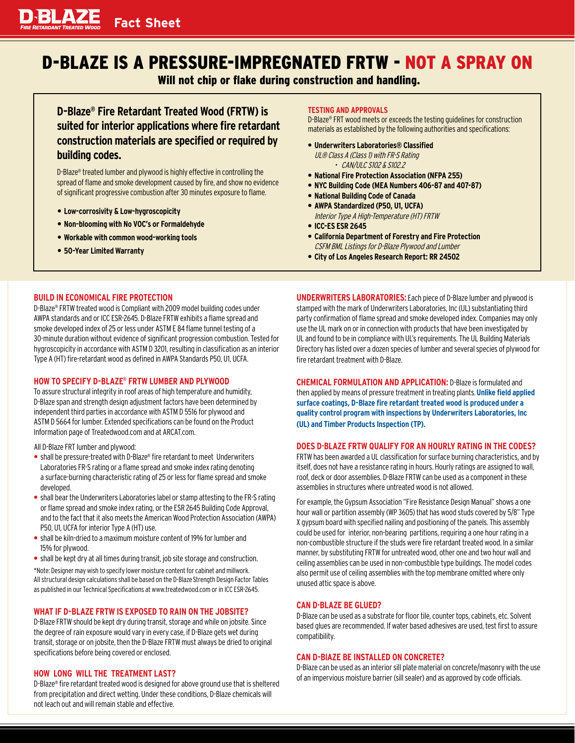**D-BLAZE** FIRE RETARDANT TREATED WOOD **Fact Sheet**

# D-BLAZE IS A PRESSURE-IMPREGNATED FRTW - NOT A SPRAY ON

**Will not chip or flake during construction and handling.**

## D-Blaze® Fire Retardant Treated Wood (FRTW) is suited for interior applications where fire retardant construction materials are specified or required by building codes.

D-Blaze® treated lumber and plywood is highly effective in controlling the spread of flame and smoke development caused by fire, and show no evidence of significant progressive combustion after 30 minutes exposure to flame.

- **Low-corrosivity & Low-hygroscopicity**
- **Non-blooming with No VOC's or Formaldehyde**
- **Workable with common wood-working tools**
- **50-Year Limited Warranty**

### TESTING AND APPROVALS

D-Blaze® FRT wood meets or exceeds the testing guidelines for construction materials as established by the following authorities and specifications:

- **Underwriters Laboratories® Classified**
  *UL® Class A (Class 1) with FR-S Rating*
  - *CAN/ULC S102 & S102.2*
- **National Fire Protection Association (NFPA 255)**
- **NYC Building Code (MEA Numbers 406-87 and 407-87)**
- **National Building Code of Canada**
- **AWPA Standardized (P50, U1, UCFA)**
  *Interior Type A High-Temperature (HT) FRTW*
- **ICC-ES ESR 2645**
- **California Department of Forestry and Fire Protection**
  *CSFM BML Listings for D-Blaze Plywood and Lumber*
- **City of Los Angeles Research Report: RR 24502**

### BUILD IN ECONOMICAL FIRE PROTECTION

D-Blaze® FRTW treated wood is Compliant with 2009 model building codes under AWPA standards and or ICC ESR-2645. D-Blaze FRTW exhibits a flame spread and smoke developed index of 25 or less under ASTM E 84 flame tunnel testing of a 30-minute duration without evidence of significant progression combustion. Tested for hygroscopicity in accordance with ASTM D 3201, resulting in classification as an interior Type A (HT) fire-retardant wood as defined in AWPA Standards P50, U1, UCFA.

### HOW TO SPECIFY D-BLAZE® FRTW LUMBER AND PLYWOOD

To assure structural integrity in roof areas of high temperature and humidity, D-Blaze span and strength design adjustment factors have been determined by independent third parties in accordance with ASTM D 5516 for plywood and ASTM D 5664 for lumber. Extended specifications can be found on the Product Information page of Treatedwood.com and at ARCAT.com.

All D-Blaze FRT lumber and plywood:

- shall be pressure-treated with D-Blaze® fire retardant to meet Underwriters Laboratories FR-S rating or a flame spread and smoke index rating denoting a surface-burning characteristic rating of 25 or less for flame spread and smoke developed.
- shall bear the Underwriters Laboratories label or stamp attesting to the FR-S rating or flame spread and smoke index rating, or the ESR 2645 Building Code Approval, and to the fact that it also meets the American Wood Protection Association (AWPA) P50, U1, UCFA for interior Type A (HT) use.
- shall be kiln-dried to a maximum moisture content of 19% for lumber and 15% for plywood.
- shall be kept dry at all times during transit, job site storage and construction.

*Note: Designer may wish to specify lower moisture content for cabinet and millwork. All structural design calculations shall be based on the D-Blaze Strength Design Factor Tables as published in our Technical Specifications at www.treatedwood.com or in ICC ESR-2645.

### WHAT IF D-BLAZE FRTW IS EXPOSED TO RAIN ON THE JOBSITE?

D-Blaze FRTW should be kept dry during transit, storage and while on jobsite. Since the degree of rain exposure would vary in every case, if D-Blaze gets wet during transit, storage or on jobsite, then the D-Blaze FRTW must always be dried to original specifications before being covered or enclosed.

### HOW LONG WILL THE TREATMENT LAST?

D-Blaze® fire retardant treated wood is designed for above ground use that is sheltered from precipitation and direct wetting. Under these conditions, D-Blaze chemicals will not leach out and will remain stable and effective.

**UNDERWRITERS LABORATORIES:** Each piece of D-Blaze lumber and plywood is stamped with the mark of Underwriters Laboratories, Inc (UL) substantiating third party confirmation of flame spread and smoke developed index. Companies may only use the UL mark on or in connection with products that have been investigated by UL and found to be in compliance with UL's requirements. The UL Building Materials Directory has listed over a dozen species of lumber and several species of plywood for fire retardant treatment with D-Blaze.

**CHEMICAL FORMULATION AND APPLICATION:** D-Blaze is formulated and then applied by means of pressure treatment in treating plants. **Unlike field applied surface coatings, D-Blaze fire retardant treated wood is produced under a quality control program with inspections by Underwriters Laboratories, Inc (UL) and Timber Products Inspection (TP).**

### DOES D·BLAZE FRTW QUALIFY FOR AN HOURLY RATING IN THE CODES?

FRTW has been awarded a UL classification for surface burning characteristics, and by itself, does not have a resistance rating in hours. Hourly ratings are assigned to wall, roof, deck or door assemblies. D-Blaze FRTW can be used as a component in these assemblies in structures where untreated wood is not allowed.

For example, the Gypsum Association "Fire Resistance Design Manual" shows a one hour wall or partition assembly (WP 3605) that has wood studs covered by 5/8" Type X gypsum board with specified nailing and positioning of the panels. This assembly could be used for interior, non-bearing partitions, requiring a one hour rating in a non-combustible structure if the studs were fire retardant treated wood. In a similar manner, by substituting FRTW for untreated wood, other one and two hour wall and ceiling assemblies can be used in non-combustible type buildings. The model codes also permit use of ceiling assemblies with the top membrane omitted where only unused attic space is above.

### CAN D·BLAZE BE GLUED?

D-Blaze can be used as a substrate for floor tile, counter tops, cabinets, etc. Solvent based glues are recommended. If water based adhesives are used, test first to assure compatibility.

### CAN D-BIAZE BE INSTALLED ON CONCRETE?

D-Blaze can be used as an interior sill plate material on concrete/masonry with the use of an impervious moisture barrier (sill sealer) and as approved by code officials.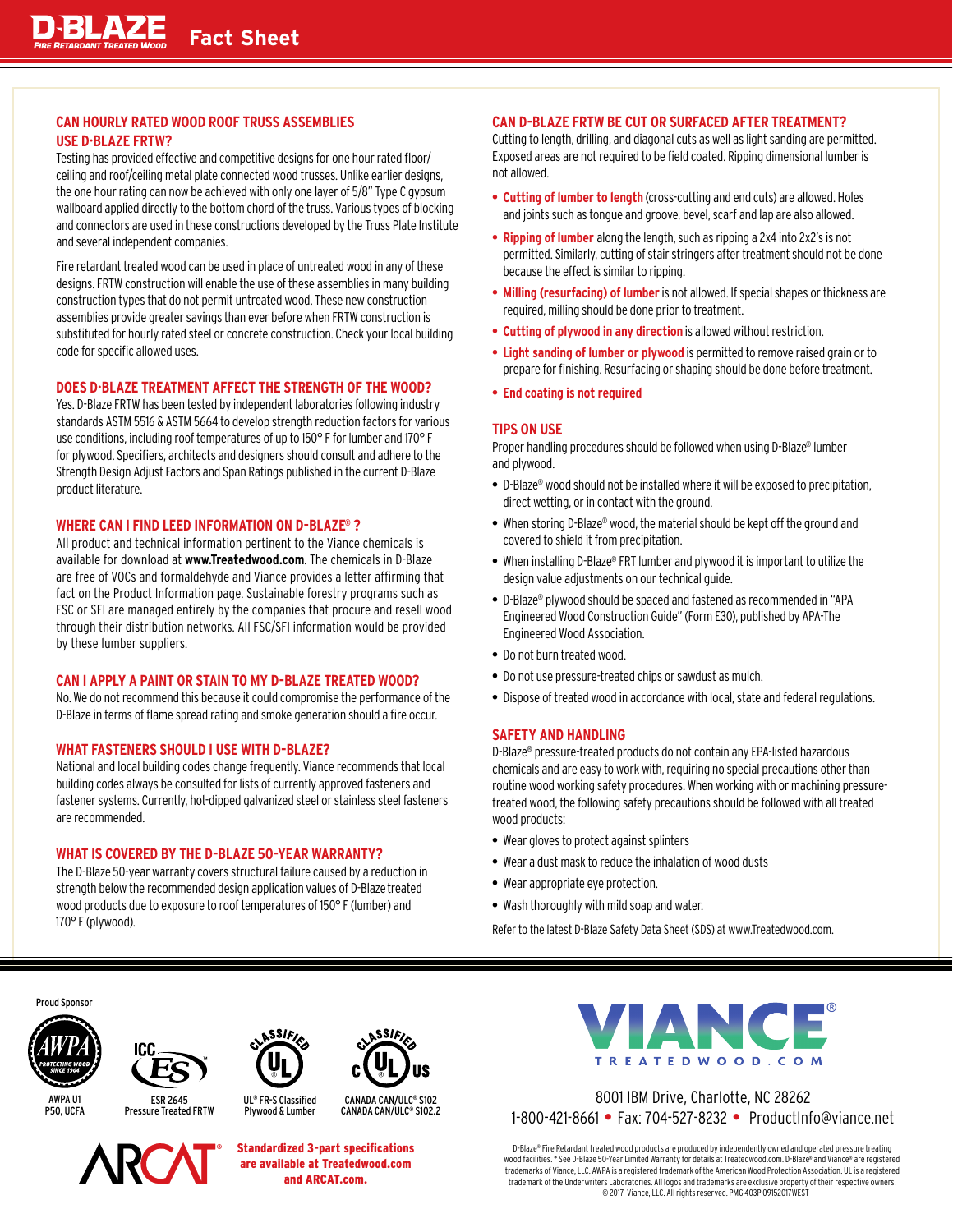# Fact Sheet

## CAN HOURLY RATED WOOD ROOF TRUSS ASSEMBLIES USE D-BLAZE FRTW?

Testing has provided effective and competitive designs for one hour rated floor/ceiling and roof/ceiling metal plate connected wood trusses. Unlike earlier designs, the one hour rating can now be achieved with only one layer of 5/8" Type C gypsum wallboard applied directly to the bottom chord of the truss. Various types of blocking and connectors are used in these constructions developed by the Truss Plate Institute and several independent companies.

Fire retardant treated wood can be used in place of untreated wood in any of these designs. FRTW construction will enable the use of these assemblies in many building construction types that do not permit untreated wood. These new construction assemblies provide greater savings than ever before when FRTW construction is substituted for hourly rated steel or concrete construction. Check your local building code for specific allowed uses.

## DOES D-BLAZE TREATMENT AFFECT THE STRENGTH OF THE WOOD?

Yes. D-Blaze FRTW has been tested by independent laboratories following industry standards ASTM 5516 & ASTM 5664 to develop strength reduction factors for various use conditions, including roof temperatures of up to 150° F for lumber and 170° F for plywood. Specifiers, architects and designers should consult and adhere to the Strength Design Adjust Factors and Span Ratings published in the current D-Blaze product literature.

## WHERE CAN I FIND LEED INFORMATION ON D-BLAZE® ?

All product and technical information pertinent to the Viance chemicals is available for download at **www.Treatedwood.com**. The chemicals in D-Blaze are free of VOCs and formaldehyde and Viance provides a letter affirming that fact on the Product Information page. Sustainable forestry programs such as FSC or SFI are managed entirely by the companies that procure and resell wood through their distribution networks. All FSC/SFI information would be provided by these lumber suppliers.

## CAN I APPLY A PAINT OR STAIN TO MY D-BLAZE TREATED WOOD?

No. We do not recommend this because it could compromise the performance of the D-Blaze in terms of flame spread rating and smoke generation should a fire occur.

## WHAT FASTENERS SHOULD I USE WITH D-BLAZE?

National and local building codes change frequently. Viance recommends that local building codes always be consulted for lists of currently approved fasteners and fastener systems. Currently, hot-dipped galvanized steel or stainless steel fasteners are recommended.

## WHAT IS COVERED BY THE D-BLAZE 50-YEAR WARRANTY?

The D-Blaze 50-year warranty covers structural failure caused by a reduction in strength below the recommended design application values of D-Blaze treated wood products due to exposure to roof temperatures of 150° F (lumber) and 170° F (plywood).

## CAN D-BLAZE FRTW BE CUT OR SURFACED AFTER TREATMENT?

Cutting to length, drilling, and diagonal cuts as well as light sanding are permitted. Exposed areas are not required to be field coated. Ripping dimensional lumber is not allowed.

- **Cutting of lumber to length** (cross-cutting and end cuts) are allowed. Holes and joints such as tongue and groove, bevel, scarf and lap are also allowed.
- **Ripping of lumber** along the length, such as ripping a 2x4 into 2x2's is not permitted. Similarly, cutting of stair stringers after treatment should not be done because the effect is similar to ripping.
- **Milling (resurfacing) of lumber** is not allowed. If special shapes or thickness are required, milling should be done prior to treatment.
- **Cutting of plywood in any direction** is allowed without restriction.
- **Light sanding of lumber or plywood** is permitted to remove raised grain or to prepare for finishing. Resurfacing or shaping should be done before treatment.
- **End coating is not required**

## TIPS ON USE

Proper handling procedures should be followed when using D-Blaze® lumber and plywood.

- D-Blaze® wood should not be installed where it will be exposed to precipitation, direct wetting, or in contact with the ground.
- When storing D-Blaze® wood, the material should be kept off the ground and covered to shield it from precipitation.
- When installing D-Blaze® FRT lumber and plywood it is important to utilize the design value adjustments on our technical guide.
- D-Blaze® plywood should be spaced and fastened as recommended in "APA Engineered Wood Construction Guide" (Form E30), published by APA-The Engineered Wood Association.
- Do not burn treated wood.
- Do not use pressure-treated chips or sawdust as mulch.
- Dispose of treated wood in accordance with local, state and federal regulations.

## SAFETY AND HANDLING

D-Blaze® pressure-treated products do not contain any EPA-listed hazardous chemicals and are easy to work with, requiring no special precautions other than routine wood working safety procedures. When working with or machining pressure-treated wood, the following safety precautions should be followed with all treated wood products:

- Wear gloves to protect against splinters
- Wear a dust mask to reduce the inhalation of wood dusts
- Wear appropriate eye protection.
- Wash thoroughly with mild soap and water.

Refer to the latest D-Blaze Safety Data Sheet (SDS) at www.Treatedwood.com.

---

Proud Sponsor

AWPA U1
P50, UCFA

ESR 2645
Pressure Treated FRTW

UL® FR-S Classified
Plywood & Lumber

CANADA CAN/ULC® S102
CANADA CAN/ULC® S102.2

**Standardized 3-part specifications are available at Treatedwood.com and ARCAT.com.**

VIANCE
TREATEDWOOD.COM

8001 IBM Drive, Charlotte, NC 28262
1-800-421-8661 • Fax: 704-527-8232 • ProductInfo@viance.net

D-Blaze® Fire Retardant treated wood products are produced by independently owned and operated pressure treating wood facilities. * See D-Blaze 50-Year Limited Warranty for details at Treatedwood.com. D-Blaze® and Viance® are registered trademarks of Viance, LLC. AWPA is a registered trademark of the American Wood Protection Association. UL is a registered trademark of the Underwriters Laboratories. All logos and trademarks are exclusive property of their respective owners. © 2017 Viance, LLC. All rights reserved. PMG 403P 09152017WEST